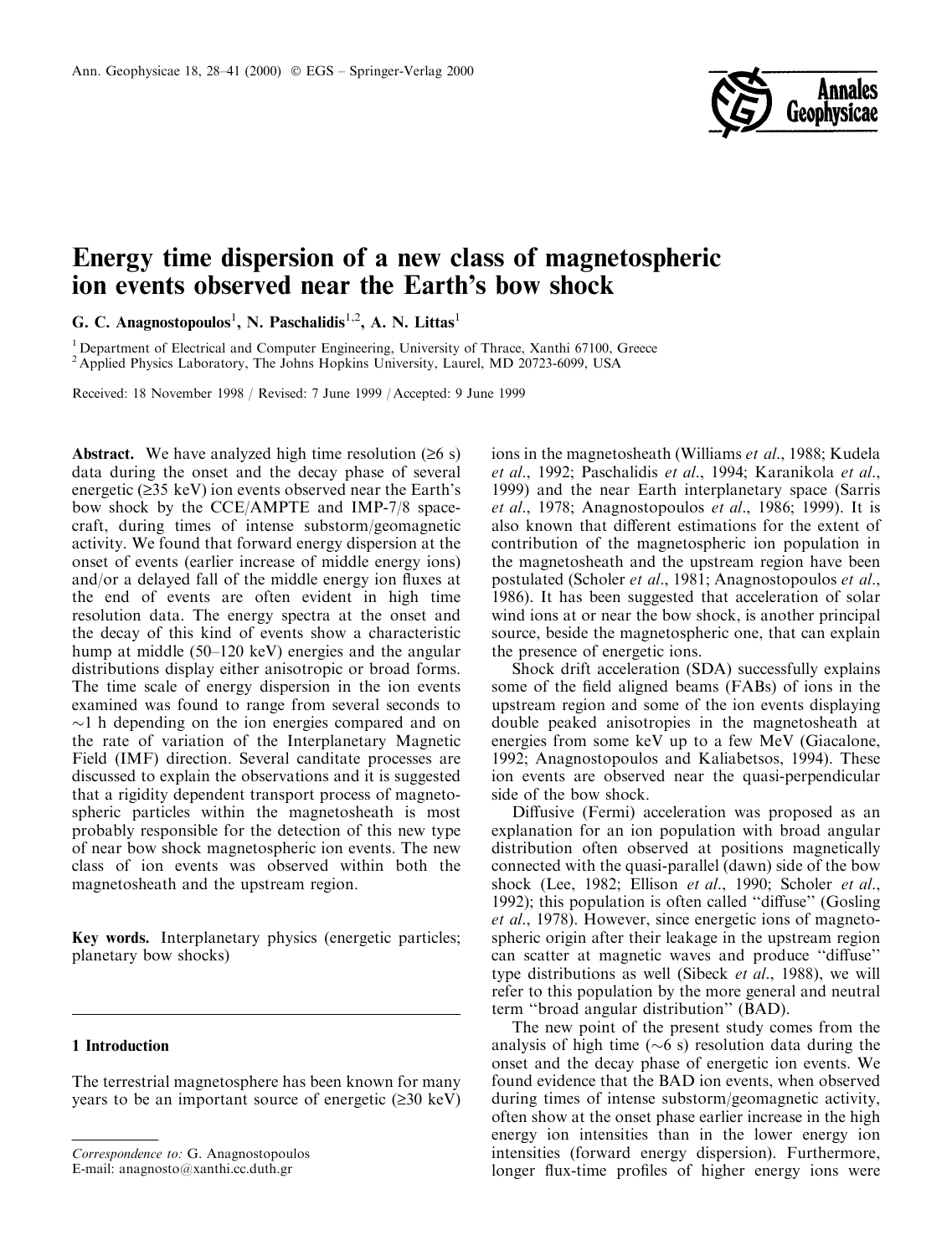# Energy time dispersion of a new class of magnetospheric ion events observed near the Earth's bow shock

**G. C. Anagnostopoulos**[1], **N. Paschalidis**[1,2], **A. N. Littas**[1]

[1] Department of Electrical and Computer Engineering, University of Thrace, Xanthi 67100, Greece
[2] Applied Physics Laboratory, The Johns Hopkins University, Laurel, MD 20723-6099, USA

Received: 18 November 1998 / Revised: 7 June 1999 / Accepted: 9 June 1999

**Abstract.** We have analyzed high time resolution (≥6 s) data during the onset and the decay phase of several energetic (≥35 keV) ion events observed near the Earth's bow shock by the CCE/AMPTE and IMP-7/8 spacecraft, during times of intense substorm/geomagnetic activity. We found that forward energy dispersion at the onset of events (earlier increase of middle energy ions) and/or a delayed fall of the middle energy ion fluxes at the end of events are often evident in high time resolution data. The energy spectra at the onset and the decay of this kind of events show a characteristic hump at middle (50–120 keV) energies and the angular distributions display either anisotropic or broad forms. The time scale of energy dispersion in the ion events examined was found to range from several seconds to ~1 h depending on the ion energies compared and on the rate of variation of the Interplanetary Magnetic Field (IMF) direction. Several canditate processes are discussed to explain the observations and it is suggested that a rigidity dependent transport process of magnetospheric particles within the magnetosheath is most probably responsible for the detection of this new type of near bow shock magnetospheric ion events. The new class of ion events was observed within both the magnetosheath and the upstream region.

**Key words.** Interplanetary physics (energetic particles; planetary bow shocks)

## 1 Introduction

The terrestrial magnetosphere has been known for many years to be an important source of energetic (≥30 keV) ions in the magnetosheath (Williams *et al*., 1988; Kudela *et al*., 1992; Paschalidis *et al*., 1994; Karanikola *et al*., 1999) and the near Earth interplanetary space (Sarris *et al*., 1978; Anagnostopoulos *et al*., 1986; 1999). It is also known that different estimations for the extent of contribution of the magnetospheric ion population in the magnetosheath and the upstream region have been postulated (Scholer *et al*., 1981; Anagnostopoulos *et al*., 1986). It has been suggested that acceleration of solar wind ions at or near the bow shock, is another principal source, beside the magnetospheric one, that can explain the presence of energetic ions.

Shock drift acceleration (SDA) successfully explains some of the field aligned beams (FABs) of ions in the upstream region and some of the ion events displaying double peaked anisotropies in the magnetosheath at energies from some keV up to a few MeV (Giacalone, 1992; Anagnostopoulos and Kaliabetsos, 1994). These ion events are observed near the quasi-perpendicular side of the bow shock.

Diffusive (Fermi) acceleration was proposed as an explanation for an ion population with broad angular distribution often observed at positions magnetically connected with the quasi-parallel (dawn) side of the bow shock (Lee, 1982; Ellison *et al*., 1990; Scholer *et al*., 1992); this population is often called "diffuse" (Gosling *et al*., 1978). However, since energetic ions of magnetospheric origin after their leakage in the upstream region can scatter at magnetic waves and produce "diffuse" type distributions as well (Sibeck *et al*., 1988), we will refer to this population by the more general and neutral term "broad angular distribution" (BAD).

The new point of the present study comes from the analysis of high time (~6 s) resolution data during the onset and the decay phase of energetic ion events. We found evidence that the BAD ion events, when observed during times of intense substorm/geomagnetic activity, often show at the onset phase earlier increase in the high energy ion intensities than in the lower energy ion intensities (forward energy dispersion). Furthermore, longer flux-time profiles of higher energy ions were

*Correspondence to*: G. Anagnostopoulos
E-mail: anagnosto@xanthi.cc.duth.gr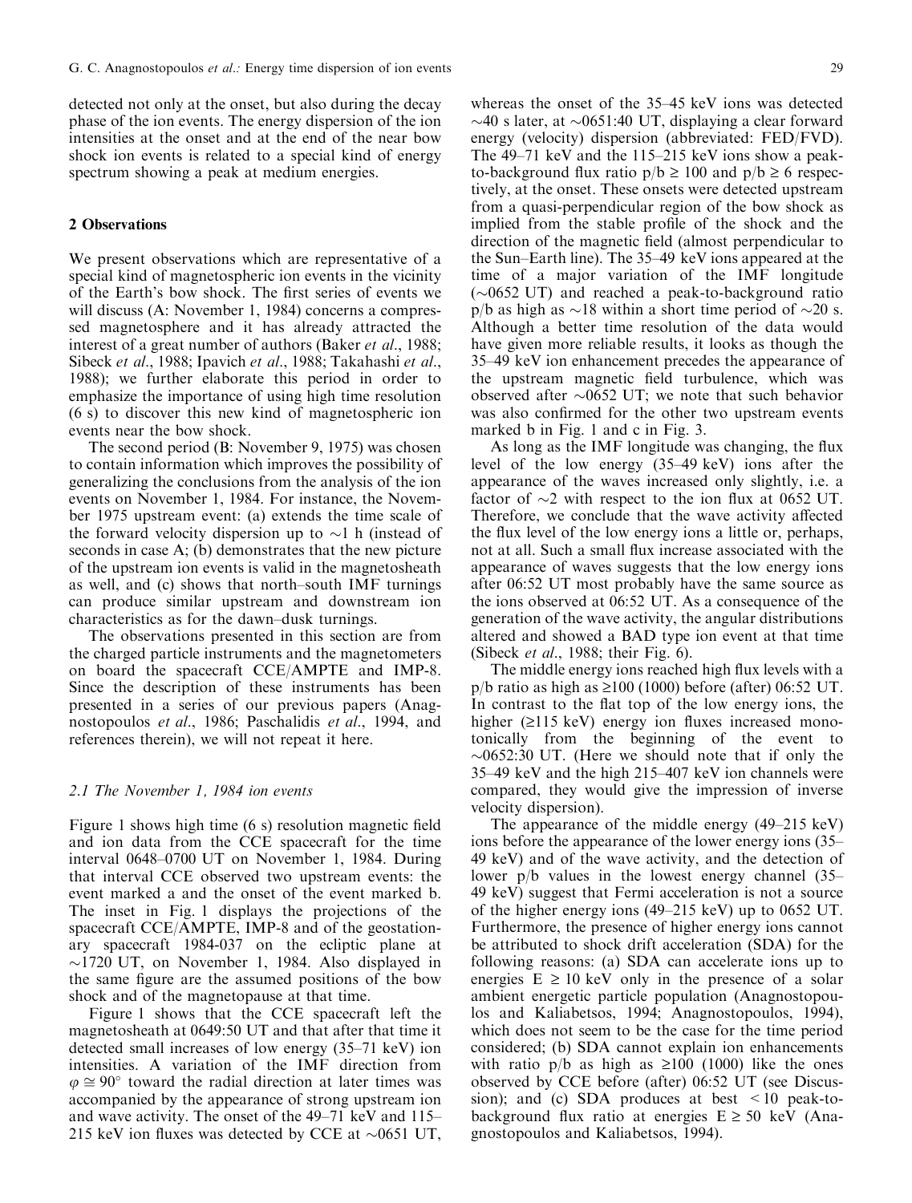detected not only at the onset, but also during the decay phase of the ion events. The energy dispersion of the ion intensities at the onset and at the end of the near bow shock ion events is related to a special kind of energy spectrum showing a peak at medium energies.

## 2 Observations

We present observations which are representative of a special kind of magnetospheric ion events in the vicinity of the Earth's bow shock. The first series of events we will discuss (A: November 1, 1984) concerns a compressed magnetosphere and it has already attracted the interest of a great number of authors (Baker *et al*., 1988; Sibeck *et al*., 1988; Ipavich *et al*., 1988; Takahashi *et al*., 1988); we further elaborate this period in order to emphasize the importance of using high time resolution (6 s) to discover this new kind of magnetospheric ion events near the bow shock.

The second period (B: November 9, 1975) was chosen to contain information which improves the possibility of generalizing the conclusions from the analysis of the ion events on November 1, 1984. For instance, the November 1975 upstream event: (a) extends the time scale of the forward velocity dispersion up to ~1 h (instead of seconds in case A; (b) demonstrates that the new picture of the upstream ion events is valid in the magnetosheath as well, and (c) shows that north–south IMF turnings can produce similar upstream and downstream ion characteristics as for the dawn–dusk turnings.

The observations presented in this section are from the charged particle instruments and the magnetometers on board the spacecraft CCE/AMPTE and IMP-8. Since the description of these instruments has been presented in a series of our previous papers (Anagnostopoulos *et al*., 1986; Paschalidis *et al*., 1994, and references therein), we will not repeat it here.

### 2.1 The November 1, 1984 ion events

Figure 1 shows high time (6 s) resolution magnetic field and ion data from the CCE spacecraft for the time interval 0648–0700 UT on November 1, 1984. During that interval CCE observed two upstream events: the event marked a and the onset of the event marked b. The inset in Fig. 1 displays the projections of the spacecraft CCE/AMPTE, IMP-8 and of the geostationary spacecraft 1984-037 on the ecliptic plane at ~1720 UT, on November 1, 1984. Also displayed in the same figure are the assumed positions of the bow shock and of the magnetopause at that time.

Figure 1 shows that the CCE spacecraft left the magnetosheath at 0649:50 UT and that after that time it detected small increases of low energy (35–71 keV) ion intensities. A variation of the IMF direction from $\varphi \cong 90°$ toward the radial direction at later times was accompanied by the appearance of strong upstream ion and wave activity. The onset of the 49–71 keV and 115–215 keV ion fluxes was detected by CCE at ~0651 UT, whereas the onset of the 35–45 keV ions was detected ~40 s later, at ~0651:40 UT, displaying a clear forward energy (velocity) dispersion (abbreviated: FED/FVD). The 49–71 keV and the 115–215 keV ions show a peak-to-background flux ratio p/b ≥ 100 and p/b ≥ 6 respectively, at the onset. These onsets were detected upstream from a quasi-perpendicular region of the bow shock as implied from the stable profile of the shock and the direction of the magnetic field (almost perpendicular to the Sun–Earth line). The 35–49 keV ions appeared at the time of a major variation of the IMF longitude (~0652 UT) and reached a peak-to-background ratio p/b as high as ~18 within a short time period of ~20 s. Although a better time resolution of the data would have given more reliable results, it looks as though the 35–49 keV ion enhancement precedes the appearance of the upstream magnetic field turbulence, which was observed after ~0652 UT; we note that such behavior was also confirmed for the other two upstream events marked b in Fig. 1 and c in Fig. 3.

As long as the IMF longitude was changing, the flux level of the low energy (35–49 keV) ions after the appearance of the waves increased only slightly, i.e. a factor of ~2 with respect to the ion flux at 0652 UT. Therefore, we conclude that the wave activity affected the flux level of the low energy ions a little or, perhaps, not at all. Such a small flux increase associated with the appearance of waves suggests that the low energy ions after 06:52 UT most probably have the same source as the ions observed at 06:52 UT. As a consequence of the generation of the wave activity, the angular distributions altered and showed a BAD type ion event at that time (Sibeck *et al*., 1988; their Fig. 6).

The middle energy ions reached high flux levels with a p/b ratio as high as ≥100 (1000) before (after) 06:52 UT. In contrast to the flat top of the low energy ions, the higher (≥115 keV) energy ion fluxes increased monotonically from the beginning of the event to ~0652:30 UT. (Here we should note that if only the 35–49 keV and the high 215–407 keV ion channels were compared, they would give the impression of inverse velocity dispersion).

The appearance of the middle energy (49–215 keV) ions before the appearance of the lower energy ions (35–49 keV) and of the wave activity, and the detection of lower p/b values in the lowest energy channel (35–49 keV) suggest that Fermi acceleration is not a source of the higher energy ions (49–215 keV) up to 0652 UT. Furthermore, the presence of higher energy ions cannot be attributed to shock drift acceleration (SDA) for the following reasons: (a) SDA can accelerate ions up to energies E ≥ 10 keV only in the presence of a solar ambient energetic particle population (Anagnostopoulos and Kaliabetsos, 1994; Anagnostopoulos, 1994), which does not seem to be the case for the time period considered; (b) SDA cannot explain ion enhancements with ratio p/b as high as ≥100 (1000) like the ones observed by CCE before (after) 06:52 UT (see Discussion); and (c) SDA produces at best < 10 peak-to-background flux ratio at energies E ≥ 50 keV (Anagnostopoulos and Kaliabetsos, 1994).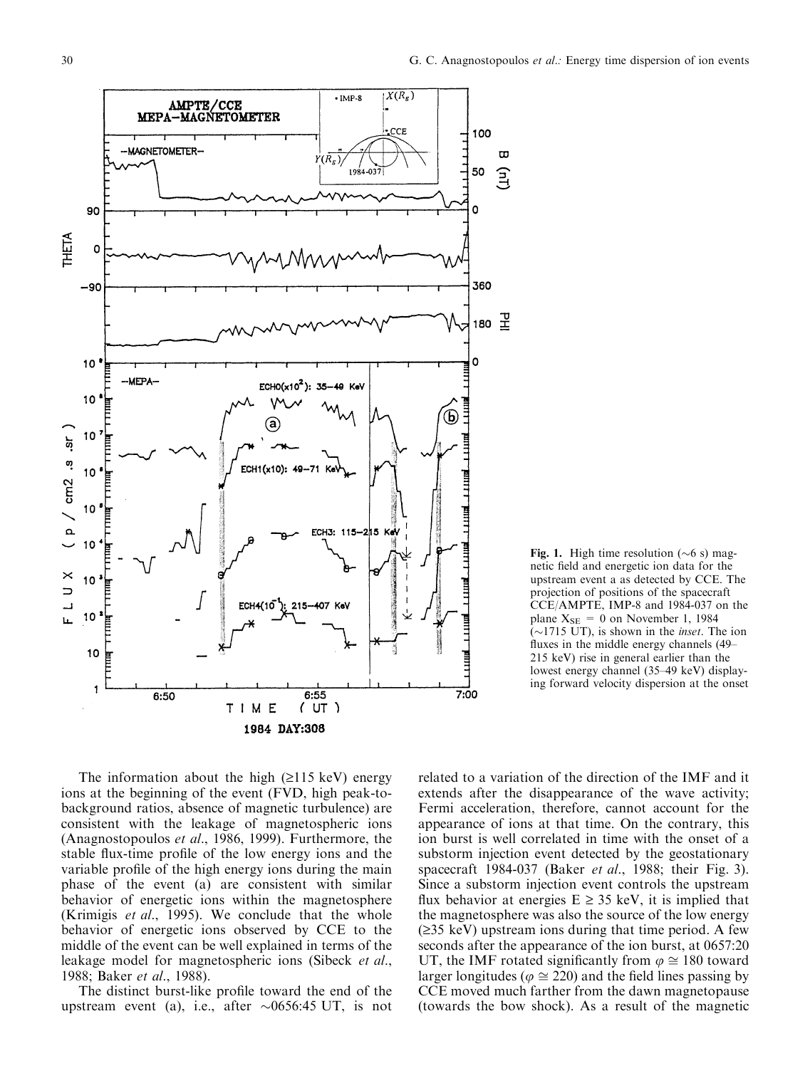**Fig. 1.** High time resolution (~6 s) magnetic field and energetic ion data for the upstream event a as detected by CCE. The projection of positions of the spacecraft CCE/AMPTE, IMP-8 and 1984-037 on the plane $X_{SE} = 0$ on November 1, 1984 (~1715 UT), is shown in the *inset*. The ion fluxes in the middle energy channels (49–215 keV) rise in general earlier than the lowest energy channel (35–49 keV) displaying forward velocity dispersion at the onset

The information about the high (≥115 keV) energy ions at the beginning of the event (FVD, high peak-to-background ratios, absence of magnetic turbulence) are consistent with the leakage of magnetospheric ions (Anagnostopoulos *et al.*, 1986, 1999). Furthermore, the stable flux-time profile of the low energy ions and the variable profile of the high energy ions during the main phase of the event (a) are consistent with similar behavior of energetic ions within the magnetosphere (Krimigis *et al.*, 1995). We conclude that the whole behavior of energetic ions observed by CCE to the middle of the event can be well explained in terms of the leakage model for magnetospheric ions (Sibeck *et al.*, 1988; Baker *et al.*, 1988).

The distinct burst-like profile toward the end of the upstream event (a), i.e., after ~0656:45 UT, is not related to a variation of the direction of the IMF and it extends after the disappearance of the wave activity; Fermi acceleration, therefore, cannot account for the appearance of ions at that time. On the contrary, this ion burst is well correlated in time with the onset of a substorm injection event detected by the geostationary spacecraft 1984-037 (Baker *et al.*, 1988; their Fig. 3). Since a substorm injection event controls the upstream flux behavior at energies E ≥ 35 keV, it is implied that the magnetosphere was also the source of the low energy (≥35 keV) upstream ions during that time period. A few seconds after the appearance of the ion burst, at 0657:20 UT, the IMF rotated significantly from $\varphi \cong 180$ toward larger longitudes ($\varphi \cong 220$) and the field lines passing by CCE moved much farther from the dawn magnetopause (towards the bow shock). As a result of the magnetic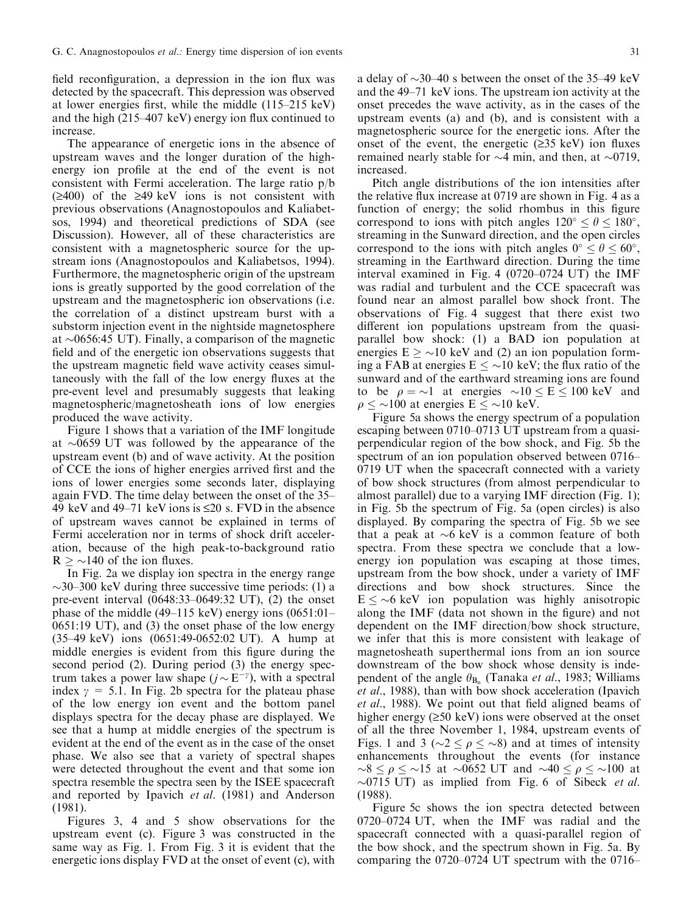field reconfiguration, a depression in the ion flux was detected by the spacecraft. This depression was observed at lower energies first, while the middle (115–215 keV) and the high (215–407 keV) energy ion flux continued to increase.

The appearance of energetic ions in the absence of upstream waves and the longer duration of the high-energy ion profile at the end of the event is not consistent with Fermi acceleration. The large ratio p/b (≥400) of the ≥49 keV ions is not consistent with previous observations (Anagnostopoulos and Kaliabetsos, 1994) and theoretical predictions of SDA (see Discussion). However, all of these characteristics are consistent with a magnetospheric source for the upstream ions (Anagnostopoulos and Kaliabetsos, 1994). Furthermore, the magnetospheric origin of the upstream ions is greatly supported by the good correlation of the upstream and the magnetospheric ion observations (i.e. the correlation of a distinct upstream burst with a substorm injection event in the nightside magnetosphere at ~0656:45 UT). Finally, a comparison of the magnetic field and of the energetic ion observations suggests that the upstream magnetic field wave activity ceases simultaneously with the fall of the low energy fluxes at the pre-event level and presumably suggests that leaking magnetospheric/magnetosheath ions of low energies produced the wave activity.

Figure 1 shows that a variation of the IMF longitude at ~0659 UT was followed by the appearance of the upstream event (b) and of wave activity. At the position of CCE the ions of higher energies arrived first and the ions of lower energies some seconds later, displaying again FVD. The time delay between the onset of the 35–49 keV and 49–71 keV ions is ≤20 s. FVD in the absence of upstream waves cannot be explained in terms of Fermi acceleration nor in terms of shock drift acceleration, because of the high peak-to-background ratio $R \geq \sim 140$ of the ion fluxes.

In Fig. 2a we display ion spectra in the energy range ~30–300 keV during three successive time periods: (1) a pre-event interval (0648:33–0649:32 UT), (2) the onset phase of the middle (49–115 keV) energy ions (0651:01–0651:19 UT), and (3) the onset phase of the low energy (35–49 keV) ions (0651:49-0652:02 UT). A hump at middle energies is evident from this figure during the second period (2). During period (3) the energy spectrum takes a power law shape ($j \sim E^{-\gamma}$), with a spectral index $\gamma$ = 5.1. In Fig. 2b spectra for the plateau phase of the low energy ion event and the bottom panel displays spectra for the decay phase are displayed. We see that a hump at middle energies of the spectrum is evident at the end of the event as in the case of the onset phase. We also see that a variety of spectral shapes were detected throughout the event and that some ion spectra resemble the spectra seen by the ISEE spacecraft and reported by Ipavich *et al.* (1981) and Anderson (1981).

Figures 3, 4 and 5 show observations for the upstream event (c). Figure 3 was constructed in the same way as Fig. 1. From Fig. 3 it is evident that the energetic ions display FVD at the onset of event (c), with a delay of ~30–40 s between the onset of the 35–49 keV and the 49–71 keV ions. The upstream ion activity at the onset precedes the wave activity, as in the cases of the upstream events (a) and (b), and is consistent with a magnetospheric source for the energetic ions. After the onset of the event, the energetic (≥35 keV) ion fluxes remained nearly stable for ~4 min, and then, at ~0719, increased.

Pitch angle distributions of the ion intensities after the relative flux increase at 0719 are shown in Fig. 4 as a function of energy; the solid rhombus in this figure correspond to ions with pitch angles $120° \leq \theta \leq 180°$, streaming in the Sunward direction, and the open circles correspond to the ions with pitch angles $0° \leq \theta \leq 60°$, streaming in the Earthward direction. During the time interval examined in Fig. 4 (0720–0724 UT) the IMF was radial and turbulent and the CCE spacecraft was found near an almost parallel bow shock front. The observations of Fig. 4 suggest that there exist two different ion populations upstream from the quasi-parallel bow shock: (1) a BAD ion population at energies $E \geq \sim 10$ keV and (2) an ion population forming a FAB at energies $E \leq \sim 10$ keV; the flux ratio of the sunward and of the earthward streaming ions are found to be $\rho = \sim 1$ at energies $\sim 10 \leq E \leq 100$ keV and $\rho \leq \sim 100$ at energies $E \leq \sim 10$ keV.

Figure 5a shows the energy spectrum of a population escaping between 0710–0713 UT upstream from a quasi-perpendicular region of the bow shock, and Fig. 5b the spectrum of an ion population observed between 0716–0719 UT when the spacecraft connected with a variety of bow shock structures (from almost perpendicular to almost parallel) due to a varying IMF direction (Fig. 1); in Fig. 5b the spectrum of Fig. 5a (open circles) is also displayed. By comparing the spectra of Fig. 5b we see that a peak at ~6 keV is a common feature of both spectra. From these spectra we conclude that a low-energy ion population was escaping at those times, upstream from the bow shock, under a variety of IMF directions and bow shock structures. Since the $E \leq \sim 6$ keV ion population was highly anisotropic along the IMF (data not shown in the figure) and not dependent on the IMF direction/bow shock structure, we infer that this is more consistent with leakage of magnetosheath superthermal ions from an ion source downstream of the bow shock whose density is independent of the angle $\theta_{B_n}$ (Tanaka *et al.*, 1983; Williams *et al.*, 1988), than with bow shock acceleration (Ipavich *et al.*, 1988). We point out that field aligned beams of higher energy (≥50 keV) ions were observed at the onset of all the three November 1, 1984, upstream events of Figs. 1 and 3 ($\sim 2 \leq \rho \leq \sim 8$) and at times of intensity enhancements throughout the events (for instance $\sim 8 \leq \rho \leq \sim 15$ at ~0652 UT and $\sim 40 \leq \rho \leq \sim 100$ at ~0715 UT) as implied from Fig. 6 of Sibeck *et al.* (1988).

Figure 5c shows the ion spectra detected between 0720–0724 UT, when the IMF was radial and the spacecraft connected with a quasi-parallel region of the bow shock, and the spectrum shown in Fig. 5a. By comparing the 0720–0724 UT spectrum with the 0716–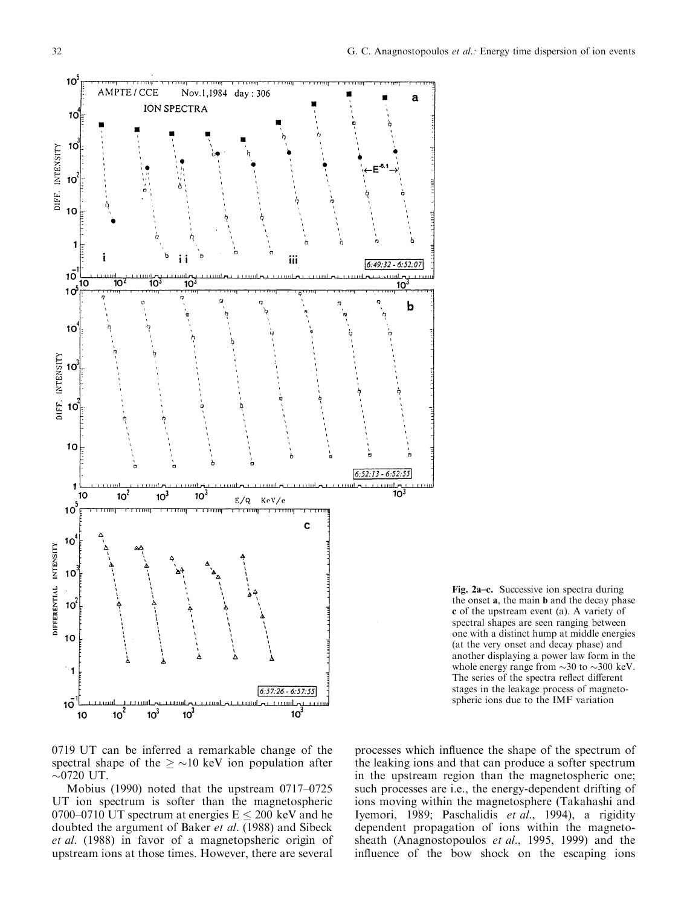Fig. 2a–c. Successive ion spectra during the onset **a**, the main **b** and the decay phase **c** of the upstream event (a). A variety of spectral shapes are seen ranging between one with a distinct hump at middle energies (at the very onset and decay phase) and another displaying a power law form in the whole energy range from ~30 to ~300 keV. The series of the spectra reflect different stages in the leakage process of magnetospheric ions due to the IMF variation

0719 UT can be inferred a remarkable change of the spectral shape of the $\geq \sim 10$ keV ion population after ~0720 UT.

Mobius (1990) noted that the upstream 0717–0725 UT ion spectrum is softer than the magnetospheric 0700–0710 UT spectrum at energies $E \leq 200$ keV and he doubted the argument of Baker *et al*. (1988) and Sibeck *et al*. (1988) in favor of a magnetopsheric origin of upstream ions at those times. However, there are several processes which influence the shape of the spectrum of the leaking ions and that can produce a softer spectrum in the upstream region than the magnetospheric one; such processes are i.e., the energy-dependent drifting of ions moving within the magnetosphere (Takahashi and Iyemori, 1989; Paschalidis *et al*., 1994), a rigidity dependent propagation of ions within the magnetosheath (Anagnostopoulos *et al*., 1995, 1999) and the influence of the bow shock on the escaping ions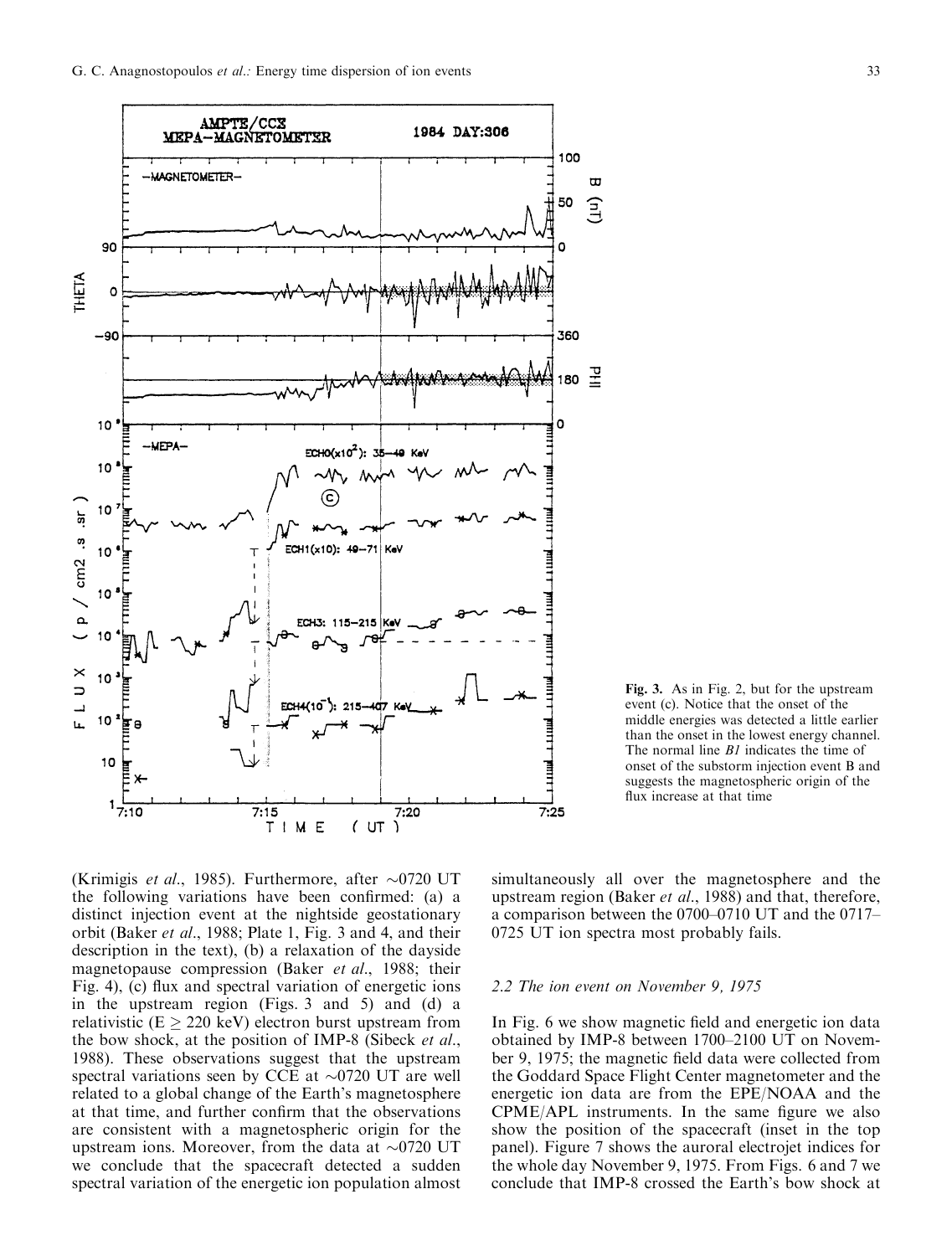Fig. 3. As in Fig. 2, but for the upstream event (c). Notice that the onset of the middle energies was detected a little earlier than the onset in the lowest energy channel. The normal line *B1* indicates the time of onset of the substorm injection event B and suggests the magnetospheric origin of the flux increase at that time

(Krimigis *et al*., 1985). Furthermore, after ~0720 UT the following variations have been confirmed: (a) a distinct injection event at the nightside geostationary orbit (Baker *et al*., 1988; Plate 1, Fig. 3 and 4, and their description in the text), (b) a relaxation of the dayside magnetopause compression (Baker *et al*., 1988; their Fig. 4), (c) flux and spectral variation of energetic ions in the upstream region (Figs. 3 and 5) and (d) a relativistic ($E \geq 220$ keV) electron burst upstream from the bow shock, at the position of IMP-8 (Sibeck *et al*., 1988). These observations suggest that the upstream spectral variations seen by CCE at ~0720 UT are well related to a global change of the Earth's magnetosphere at that time, and further confirm that the observations are consistent with a magnetospheric origin for the upstream ions. Moreover, from the data at ~0720 UT we conclude that the spacecraft detected a sudden spectral variation of the energetic ion population almost simultaneously all over the magnetosphere and the upstream region (Baker *et al*., 1988) and that, therefore, a comparison between the 0700–0710 UT and the 0717–0725 UT ion spectra most probably fails.

### 2.2 The ion event on November 9, 1975

In Fig. 6 we show magnetic field and energetic ion data obtained by IMP-8 between 1700–2100 UT on November 9, 1975; the magnetic field data were collected from the Goddard Space Flight Center magnetometer and the energetic ion data are from the EPE/NOAA and the CPME/APL instruments. In the same figure we also show the position of the spacecraft (inset in the top panel). Figure 7 shows the auroral electrojet indices for the whole day November 9, 1975. From Figs. 6 and 7 we conclude that IMP-8 crossed the Earth's bow shock at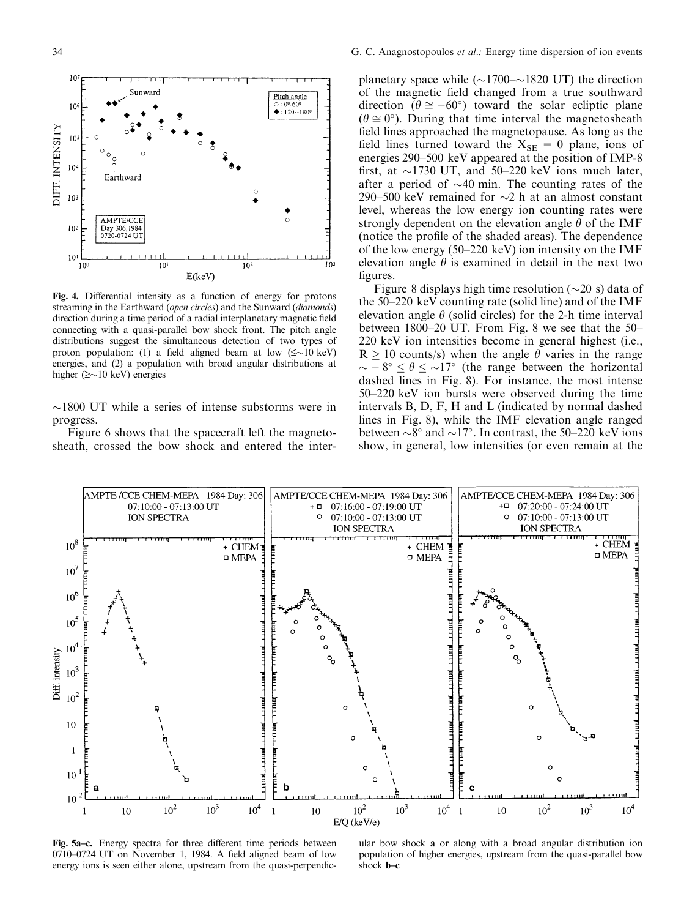**Fig. 4.** Differential intensity as a function of energy for protons streaming in the Earthward (*open circles*) and the Sunward (*diamonds*) direction during a time period of a radial interplanetary magnetic field connecting with a quasi-parallel bow shock front. The pitch angle distributions suggest the simultaneous detection of two types of proton population: (1) a field aligned beam at low (≤~10 keV) energies, and (2) a population with broad angular distributions at higher (≥~10 keV) energies

~1800 UT while a series of intense substorms were in progress.

Figure 6 shows that the spacecraft left the magnetosheath, crossed the bow shock and entered the interplanetary space while (~1700–~1820 UT) the direction of the magnetic field changed from a true southward direction ($\theta \cong -60°$) toward the solar ecliptic plane ($\theta \cong 0°$). During that time interval the magnetosheath field lines approached the magnetopause. As long as the field lines turned toward the $X_{SE} = 0$ plane, ions of energies 290–500 keV appeared at the position of IMP-8 first, at ~1730 UT, and 50–220 keV ions much later, after a period of ~40 min. The counting rates of the 290–500 keV remained for ~2 h at an almost constant level, whereas the low energy ion counting rates were strongly dependent on the elevation angle $\theta$ of the IMF (notice the profile of the shaded areas). The dependence of the low energy (50–220 keV) ion intensity on the IMF elevation angle $\theta$ is examined in detail in the next two figures.

Figure 8 displays high time resolution (~20 s) data of the 50–220 keV counting rate (solid line) and of the IMF elevation angle $\theta$ (solid circles) for the 2-h time interval between 1800–20 UT. From Fig. 8 we see that the 50–220 keV ion intensities become in general highest (i.e., $R \geq 10$ counts/s) when the angle $\theta$ varies in the range $\sim -8° \leq \theta \leq \sim 17°$ (the range between the horizontal dashed lines in Fig. 8). For instance, the most intense 50–220 keV ion bursts were observed during the time intervals B, D, F, H and L (indicated by normal dashed lines in Fig. 8), while the IMF elevation angle ranged between ~8° and ~17°. In contrast, the 50–220 keV ions show, in general, low intensities (or even remain at the

**Fig. 5a–c.** Energy spectra for three different time periods between 0710–0724 UT on November 1, 1984. A field aligned beam of low energy ions is seen either alone, upstream from the quasi-perpendicular bow shock **a** or along with a broad angular distribution ion population of higher energies, upstream from the quasi-parallel bow shock **b–c**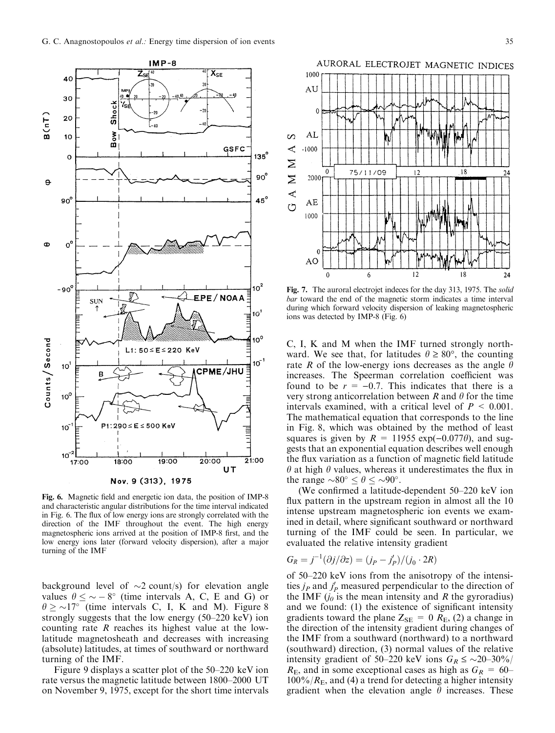Fig. 6. Magnetic field and energetic ion data, the position of IMP-8 and characteristic angular distributions for the time interval indicated in Fig. 6. The flux of low energy ions are strongly correlated with the direction of the IMF throughout the event. The high energy magnetospheric ions arrived at the position of IMP-8 first, and the low energy ions later (forward velocity dispersion), after a major turning of the IMF

background level of $\sim$2 count/s) for elevation angle values $\theta \leq \sim -8^\circ$ (time intervals A, C, E and G) or $\theta \geq \sim 17^\circ$ (time intervals C, I, K and M). Figure 8 strongly suggests that the low energy (50–220 keV) ion counting rate $R$ reaches its highest value at the low-latitude magnetosheath and decreases with increasing (absolute) latitudes, at times of southward or northward turning of the IMF.

Figure 9 displays a scatter plot of the 50–220 keV ion rate versus the magnetic latitude between 1800–2000 UT on November 9, 1975, except for the short time intervals C, I, K and M when the IMF turned strongly northward. We see that, for latitudes $\theta \geq 80^\circ$, the counting rate $R$ of the low-energy ions decreases as the angle $\theta$ increases. The Spearman correlation coefficient was found to be $r = -0.7$. This indicates that there is a very strong anticorrelation between $R$ and $\theta$ for the time intervals examined, with a critical level of $P < 0.001$. The mathematical equation that corresponds to the line in Fig. 8, which was obtained by the method of least squares is given by $R = 11955 \exp(-0.077\theta)$, and suggests that an exponential equation describes well enough the flux variation as a function of magnetic field latitude $\theta$ at high $\theta$ values, whereas it underestimates the flux in the range $\sim 80^\circ \leq \theta \leq \sim 90^\circ$.

Fig. 7. The auroral electrojet indeces for the day 313, 1975. The *solid bar* toward the end of the magnetic storm indicates a time interval during which forward velocity dispersion of leaking magnetospheric ions was detected by IMP-8 (Fig. 6)

(We confirmed a latitude-dependent 50–220 keV ion flux pattern in the upstream region in almost all the 10 intense upstream magnetospheric ion events we examined in detail, where significant southward or northward turning of the IMF could be seen. In particular, we evaluated the relative intensity gradient

$$G_R = j^{-1}(\partial j/\partial z) = (j_P - j'_P)/(j_0 \cdot 2R)$$

of 50–220 keV ions from the anisotropy of the intensities $j_P$ and $j'_P$ measured perpendicular to the direction of the IMF ($j_0$ is the mean intensity and $R$ the gyroradius) and we found: (1) the existence of significant intensity gradients toward the plane $Z_{SE} = 0\ R_E$, (2) a change in the direction of the intensity gradient during changes of the IMF from a southward (northward) to a northward (southward) direction, (3) normal values of the relative intensity gradient of 50–220 keV ions $G_R \leq \sim 20$–$30\%/R_E$, and in some exceptional cases as high as $G_R = 60$–$100\%/R_E$, and (4) a trend for detecting a higher intensity gradient when the elevation angle $\theta$ increases. These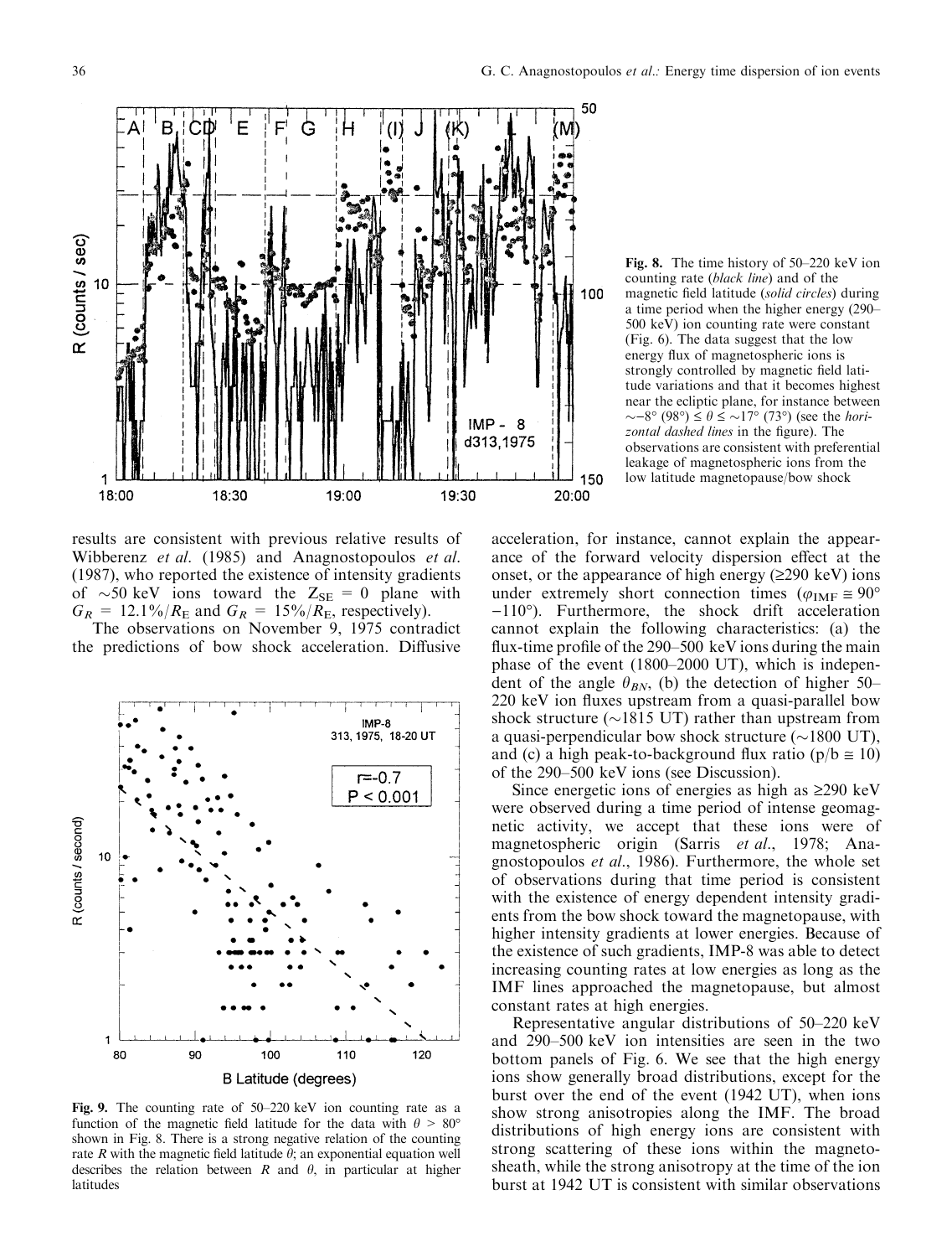Fig. 8. The time history of 50–220 keV ion counting rate (*black line*) and of the magnetic field latitude (*solid circles*) during a time period when the higher energy (290–500 keV) ion counting rate were constant (Fig. 6). The data suggest that the low energy flux of magnetospheric ions is strongly controlled by magnetic field latitude variations and that it becomes highest near the ecliptic plane, for instance between ~−8° (98°) ≤ θ ≤ ~17° (73°) (see the *horizontal dashed lines* in the figure). The observations are consistent with preferential leakage of magnetospheric ions from the low latitude magnetopause/bow shock

results are consistent with previous relative results of Wibberenz *et al.* (1985) and Anagnostopoulos *et al.* (1987), who reported the existence of intensity gradients of ~50 keV ions toward the $Z_{SE} = 0$ plane with $G_R = 12.1\%/R_E$ and $G_R = 15\%/R_E$, respectively).

The observations on November 9, 1975 contradict the predictions of bow shock acceleration. Diffusive acceleration, for instance, cannot explain the appearance of the forward velocity dispersion effect at the onset, or the appearance of high energy (≥290 keV) ions under extremely short connection times ($\varphi_{IMF} \cong 90°$ −110°). Furthermore, the shock drift acceleration cannot explain the following characteristics: (a) the flux-time profile of the 290–500 keV ions during the main phase of the event (1800–2000 UT), which is independent of the angle $\theta_{BN}$, (b) the detection of higher 50–220 keV ion fluxes upstream from a quasi-parallel bow shock structure (~1815 UT) rather than upstream from a quasi-perpendicular bow shock structure (~1800 UT), and (c) a high peak-to-background flux ratio (p/b ≅ 10) of the 290–500 keV ions (see Discussion).

Since energetic ions of energies as high as ≥290 keV were observed during a time period of intense geomagnetic activity, we accept that these ions were of magnetospheric origin (Sarris *et al.*, 1978; Anagnostopoulos *et al.*, 1986). Furthermore, the whole set of observations during that time period is consistent with the existence of energy dependent intensity gradients from the bow shock toward the magnetopause, with higher intensity gradients at lower energies. Because of the existence of such gradients, IMP-8 was able to detect increasing counting rates at low energies as long as the IMF lines approached the magnetopause, but almost constant rates at high energies.

Representative angular distributions of 50–220 keV and 290–500 keV ion intensities are seen in the two bottom panels of Fig. 6. We see that the high energy ions show generally broad distributions, except for the burst over the end of the event (1942 UT), when ions show strong anisotropies along the IMF. The broad distributions of high energy ions are consistent with strong scattering of these ions within the magnetosheath, while the strong anisotropy at the time of the ion burst at 1942 UT is consistent with similar observations

Fig. 9. The counting rate of 50–220 keV ion counting rate as a function of the magnetic field latitude for the data with θ > 80° shown in Fig. 8. There is a strong negative relation of the counting rate *R* with the magnetic field latitude θ; an exponential equation well describes the relation between *R* and θ, in particular at higher latitudes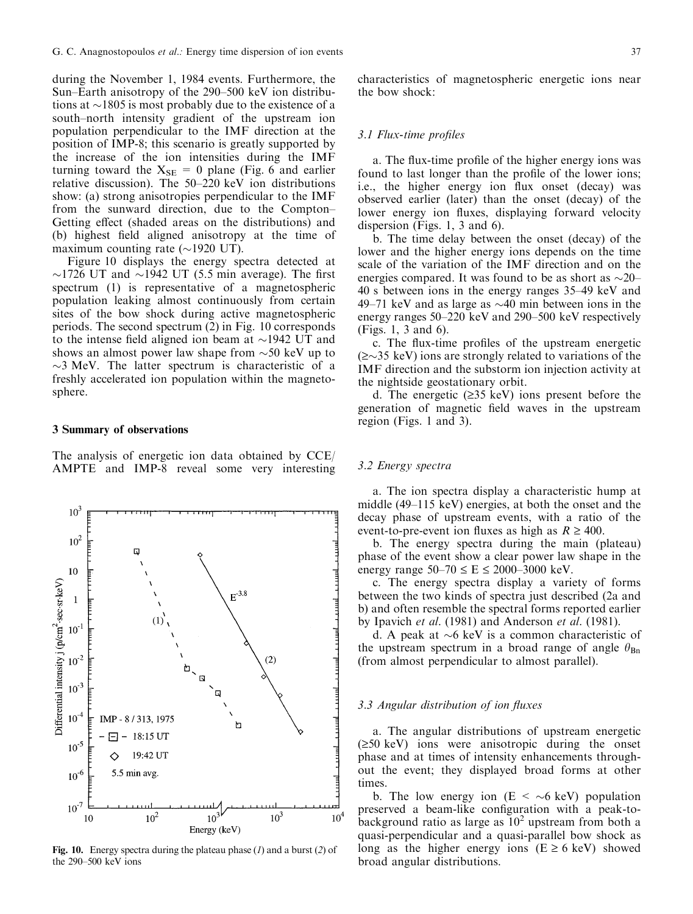during the November 1, 1984 events. Furthermore, the Sun–Earth anisotropy of the 290–500 keV ion distributions at ~1805 is most probably due to the existence of a south–north intensity gradient of the upstream ion population perpendicular to the IMF direction at the position of IMP-8; this scenario is greatly supported by the increase of the ion intensities during the IMF turning toward the $X_{SE} = 0$ plane (Fig. 6 and earlier relative discussion). The 50–220 keV ion distributions show: (a) strong anisotropies perpendicular to the IMF from the sunward direction, due to the Compton–Getting effect (shaded areas on the distributions) and (b) highest field aligned anisotropy at the time of maximum counting rate (~1920 UT).

Figure 10 displays the energy spectra detected at ~1726 UT and ~1942 UT (5.5 min average). The first spectrum (1) is representative of a magnetospheric population leaking almost continuously from certain sites of the bow shock during active magnetospheric periods. The second spectrum (2) in Fig. 10 corresponds to the intense field aligned ion beam at ~1942 UT and shows an almost power law shape from ~50 keV up to ~3 MeV. The latter spectrum is characteristic of a freshly accelerated ion population within the magnetosphere.

## 3 Summary of observations

The analysis of energetic ion data obtained by CCE/AMPTE and IMP-8 reveal some very interesting characteristics of magnetospheric energetic ions near the bow shock:

### 3.1 Flux-time profiles

a. The flux-time profile of the higher energy ions was found to last longer than the profile of the lower ions; i.e., the higher energy ion flux onset (decay) was observed earlier (later) than the onset (decay) of the lower energy ion fluxes, displaying forward velocity dispersion (Figs. 1, 3 and 6).

b. The time delay between the onset (decay) of the lower and the higher energy ions depends on the time scale of the variation of the IMF direction and on the energies compared. It was found to be as short as ~20–40 s between ions in the energy ranges 35–49 keV and 49–71 keV and as large as ~40 min between ions in the energy ranges 50–220 keV and 290–500 keV respectively (Figs. 1, 3 and 6).

c. The flux-time profiles of the upstream energetic (≥~35 keV) ions are strongly related to variations of the IMF direction and the substorm ion injection activity at the nightside geostationary orbit.

d. The energetic (≥35 keV) ions present before the generation of magnetic field waves in the upstream region (Figs. 1 and 3).

### 3.2 Energy spectra

a. The ion spectra display a characteristic hump at middle (49–115 keV) energies, at both the onset and the decay phase of upstream events, with a ratio of the event-to-pre-event ion fluxes as high as $R \geq 400$.

b. The energy spectra during the main (plateau) phase of the event show a clear power law shape in the energy range $50\text{–}70 \leq E \leq 2000\text{–}3000$ keV.

c. The energy spectra display a variety of forms between the two kinds of spectra just described (2a and b) and often resemble the spectral forms reported earlier by Ipavich *et al.* (1981) and Anderson *et al.* (1981).

d. A peak at ~6 keV is a common characteristic of the upstream spectrum in a broad range of angle $\theta_{Bn}$ (from almost perpendicular to almost parallel).

### 3.3 Angular distribution of ion fluxes

a. The angular distributions of upstream energetic (≥50 keV) ions were anisotropic during the onset phase and at times of intensity enhancements throughout the event; they displayed broad forms at other times.

b. The low energy ion (E < ~6 keV) population preserved a beam-like configuration with a peak-to-background ratio as large as $10^2$ upstream from both a quasi-perpendicular and a quasi-parallel bow shock as long as the higher energy ions (E ≥ 6 keV) showed broad angular distributions.

**Fig. 10.** Energy spectra during the plateau phase (*1*) and a burst (*2*) of the 290–500 keV ions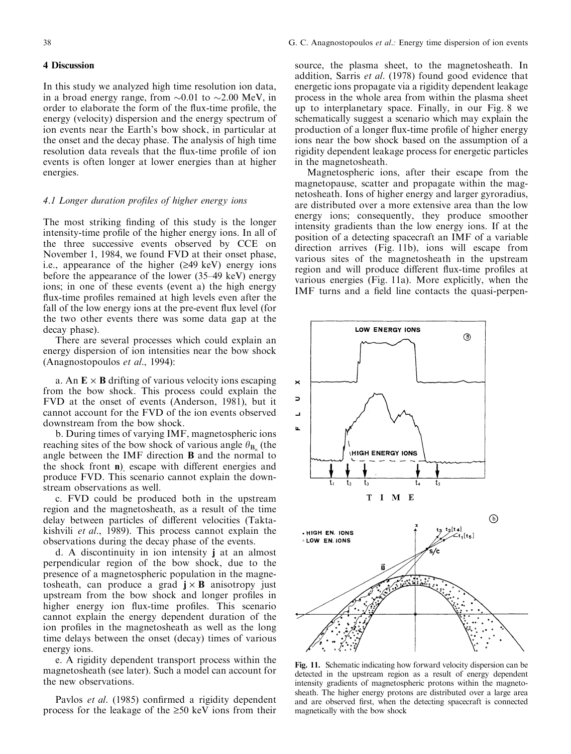## 4 Discussion

In this study we analyzed high time resolution ion data, in a broad energy range, from ~0.01 to ~2.00 MeV, in order to elaborate the form of the flux-time profile, the energy (velocity) dispersion and the energy spectrum of ion events near the Earth's bow shock, in particular at the onset and the decay phase. The analysis of high time resolution data reveals that the flux-time profile of ion events is often longer at lower energies than at higher energies.

### 4.1 Longer duration profiles of higher energy ions

The most striking finding of this study is the longer intensity-time profile of the higher energy ions. In all of the three successive events observed by CCE on November 1, 1984, we found FVD at their onset phase, i.e., appearance of the higher (≥49 keV) energy ions before the appearance of the lower (35–49 keV) energy ions; in one of these events (event a) the high energy flux-time profiles remained at high levels even after the fall of the low energy ions at the pre-event flux level (for the two other events there was some data gap at the decay phase).

There are several processes which could explain an energy dispersion of ion intensities near the bow shock (Anagnostopoulos *et al.*, 1994):

a. An $\mathbf{E} \times \mathbf{B}$ drifting of various velocity ions escaping from the bow shock. This process could explain the FVD at the onset of events (Anderson, 1981), but it cannot account for the FVD of the ion events observed downstream from the bow shock.

b. During times of varying IMF, magnetospheric ions reaching sites of the bow shock of various angle $\theta_{B_n}$ (the angle between the IMF direction $\mathbf{B}$ and the normal to the shock front $\mathbf{n}$) escape with different energies and produce FVD. This scenario cannot explain the downstream observations as well.

c. FVD could be produced both in the upstream region and the magnetosheath, as a result of the time delay between particles of different velocities (Taktakishvili *et al.*, 1989). This process cannot explain the observations during the decay phase of the events.

d. A discontinuity in ion intensity $\mathbf{j}$ at an almost perpendicular region of the bow shock, due to the presence of a magnetospheric population in the magnetosheath, can produce a grad $\mathbf{j} \times \mathbf{B}$ anisotropy just upstream from the bow shock and longer profiles in higher energy ion flux-time profiles. This scenario cannot explain the energy dependent duration of the ion profiles in the magnetosheath as well as the long time delays between the onset (decay) times of various energy ions.

e. A rigidity dependent transport process within the magnetosheath (see later). Such a model can account for the new observations.

Pavlos *et al.* (1985) confirmed a rigidity dependent process for the leakage of the ≥50 keV ions from their source, the plasma sheet, to the magnetosheath. In addition, Sarris *et al.* (1978) found good evidence that energetic ions propagate via a rigidity dependent leakage process in the whole area from within the plasma sheet up to interplanetary space. Finally, in our Fig. 8 we schematically suggest a scenario which may explain the production of a longer flux-time profile of higher energy ions near the bow shock based on the assumption of a rigidity dependent leakage process for energetic particles in the magnetosheath.

Magnetospheric ions, after their escape from the magnetopause, scatter and propagate within the magnetosheath. Ions of higher energy and larger gyroradius, are distributed over a more extensive area than the low energy ions; consequently, they produce smoother intensity gradients than the low energy ions. If at the position of a detecting spacecraft an IMF of a variable direction arrives (Fig. 11b), ions will escape from various sites of the magnetosheath in the upstream region and will produce different flux-time profiles at various energies (Fig. 11a). More explicitly, when the IMF turns and a field line contacts the quasi-perpen-

**Fig. 11.** Schematic indicating how forward velocity dispersion can be detected in the upstream region as a result of energy dependent intensity gradients of magnetospheric protons within the magnetosheath. The higher energy protons are distributed over a large area and are observed first, when the detecting spacecraft is connected magnetically with the bow shock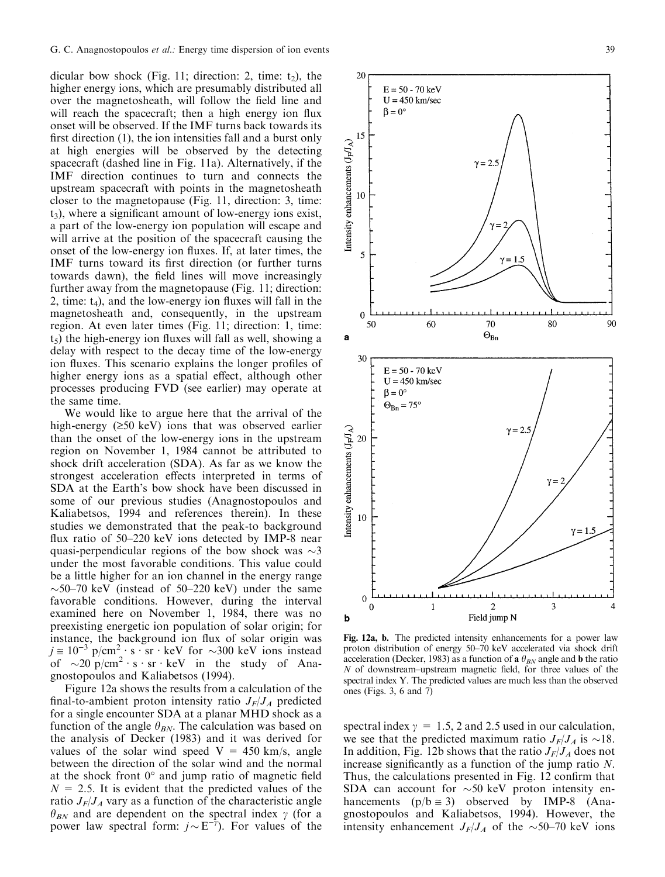dicular bow shock (Fig. 11; direction: 2, time: $t_2$), the higher energy ions, which are presumably distributed all over the magnetosheath, will follow the field line and will reach the spacecraft; then a high energy ion flux onset will be observed. If the IMF turns back towards its first direction (1), the ion intensities fall and a burst only at high energies will be observed by the detecting spacecraft (dashed line in Fig. 11a). Alternatively, if the IMF direction continues to turn and connects the upstream spacecraft with points in the magnetosheath closer to the magnetopause (Fig. 11, direction: 3, time: $t_3$), where a significant amount of low-energy ions exist, a part of the low-energy ion population will escape and will arrive at the position of the spacecraft causing the onset of the low-energy ion fluxes. If, at later times, the IMF turns toward its first direction (or further turns towards dawn), the field lines will move increasingly further away from the magnetopause (Fig. 11; direction: 2, time: $t_4$), and the low-energy ion fluxes will fall in the magnetosheath and, consequently, in the upstream region. At even later times (Fig. 11; direction: 1, time: $t_5$) the high-energy ion fluxes will fall as well, showing a delay with respect to the decay time of the low-energy ion fluxes. This scenario explains the longer profiles of higher energy ions as a spatial effect, although other processes producing FVD (see earlier) may operate at the same time.

We would like to argue here that the arrival of the high-energy (≥50 keV) ions that was observed earlier than the onset of the low-energy ions in the upstream region on November 1, 1984 cannot be attributed to shock drift acceleration (SDA). As far as we know the strongest acceleration effects interpreted in terms of SDA at the Earth's bow shock have been discussed in some of our previous studies (Anagnostopoulos and Kaliabetsos, 1994 and references therein). In these studies we demonstrated that the peak-to background flux ratio of 50–220 keV ions detected by IMP-8 near quasi-perpendicular regions of the bow shock was ~3 under the most favorable conditions. This value could be a little higher for an ion channel in the energy range ~50–70 keV (instead of 50–220 keV) under the same favorable conditions. However, during the interval examined here on November 1, 1984, there was no preexisting energetic ion population of solar origin; for instance, the background ion flux of solar origin was $j \cong 10^{-3}$ p/cm$^2 \cdot$ s $\cdot$ sr $\cdot$ keV for ~300 keV ions instead of ~20 p/cm$^2 \cdot$ s $\cdot$ sr $\cdot$ keV in the study of Anagnostopoulos and Kaliabetsos (1994).

Figure 12a shows the results from a calculation of the final-to-ambient proton intensity ratio $J_F/J_A$ predicted for a single encounter SDA at a planar MHD shock as a function of the angle $\theta_{BN}$. The calculation was based on the analysis of Decker (1983) and it was derived for values of the solar wind speed V = 450 km/s, angle between the direction of the solar wind and the normal at the shock front 0° and jump ratio of magnetic field $N$ = 2.5. It is evident that the predicted values of the ratio $J_F/J_A$ vary as a function of the characteristic angle $\theta_{BN}$ and are dependent on the spectral index $\gamma$ (for a power law spectral form: $j \sim E^{-\gamma}$). For values of the spectral index $\gamma$ = 1.5, 2 and 2.5 used in our calculation, we see that the predicted maximum ratio $J_F/J_A$ is ~18. In addition, Fig. 12b shows that the ratio $J_F/J_A$ does not increase significantly as a function of the jump ratio $N$. Thus, the calculations presented in Fig. 12 confirm that SDA can account for ~50 keV proton intensity enhancements (p/b ≅ 3) observed by IMP-8 (Anagnostopoulos and Kaliabetsos, 1994). However, the intensity enhancement $J_F/J_A$ of the ~50–70 keV ions

**Fig. 12a, b.** The predicted intensity enhancements for a power law proton distribution of energy 50–70 keV accelerated via shock drift acceleration (Decker, 1983) as a function of **a** $\theta_{BN}$ angle and **b** the ratio $N$ of downstream–upstream magnetic field, for three values of the spectral index Y. The predicted values are much less than the observed ones (Figs. 3, 6 and 7)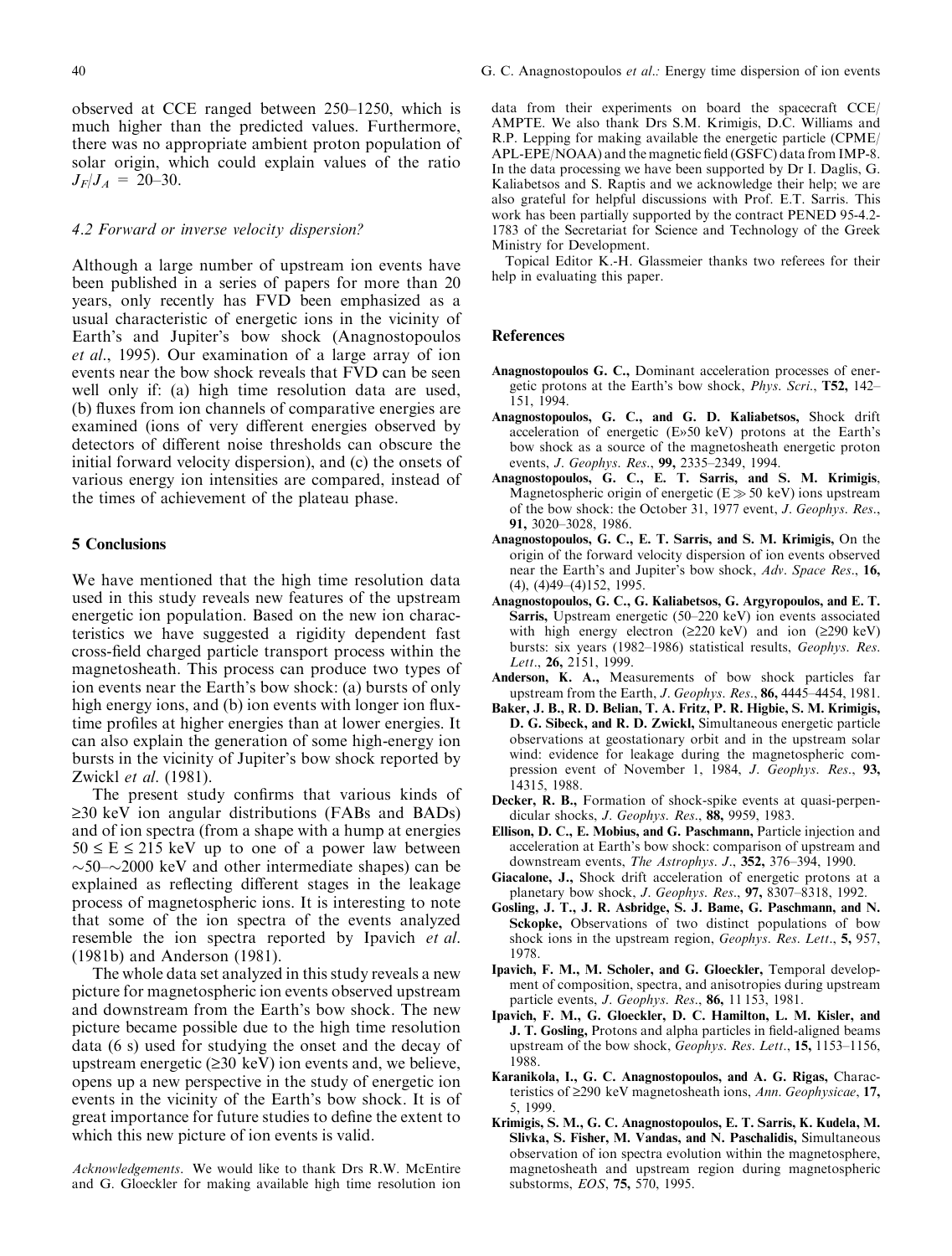observed at CCE ranged between 250–1250, which is much higher than the predicted values. Furthermore, there was no appropriate ambient proton population of solar origin, which could explain values of the ratio $J_F/J_A = 20–30$.

### 4.2 Forward or inverse velocity dispersion?

Although a large number of upstream ion events have been published in a series of papers for more than 20 years, only recently has FVD been emphasized as a usual characteristic of energetic ions in the vicinity of Earth's and Jupiter's bow shock (Anagnostopoulos *et al*., 1995). Our examination of a large array of ion events near the bow shock reveals that FVD can be seen well only if: (a) high time resolution data are used, (b) fluxes from ion channels of comparative energies are examined (ions of very different energies observed by detectors of different noise thresholds can obscure the initial forward velocity dispersion), and (c) the onsets of various energy ion intensities are compared, instead of the times of achievement of the plateau phase.

## 5 Conclusions

We have mentioned that the high time resolution data used in this study reveals new features of the upstream energetic ion population. Based on the new ion characteristics we have suggested a rigidity dependent fast cross-field charged particle transport process within the magnetosheath. This process can produce two types of ion events near the Earth's bow shock: (a) bursts of only high energy ions, and (b) ion events with longer ion flux-time profiles at higher energies than at lower energies. It can also explain the generation of some high-energy ion bursts in the vicinity of Jupiter's bow shock reported by Zwickl *et al*. (1981).

The present study confirms that various kinds of $\geq$30 keV ion angular distributions (FABs and BADs) and of ion spectra (from a shape with a hump at energies $50 \leq E \leq 215$ keV up to one of a power law between $\sim$50–$\sim$2000 keV and other intermediate shapes) can be explained as reflecting different stages in the leakage process of magnetospheric ions. It is interesting to note that some of the ion spectra of the events analyzed resemble the ion spectra reported by Ipavich *et al*. (1981b) and Anderson (1981).

The whole data set analyzed in this study reveals a new picture for magnetospheric ion events observed upstream and downstream from the Earth's bow shock. The new picture became possible due to the high time resolution data (6 s) used for studying the onset and the decay of upstream energetic ($\geq$30 keV) ion events and, we believe, opens up a new perspective in the study of energetic ion events in the vicinity of the Earth's bow shock. It is of great importance for future studies to define the extent to which this new picture of ion events is valid.

*Acknowledgements.* We would like to thank Drs R.W. McEntire and G. Gloeckler for making available high time resolution ion data from their experiments on board the spacecraft CCE/AMPTE. We also thank Drs S.M. Krimigis, D.C. Williams and R.P. Lepping for making available the energetic particle (CPME/APL-EPE/NOAA) and the magnetic field (GSFC) data from IMP-8. In the data processing we have been supported by Dr I. Daglis, G. Kaliabetsos and S. Raptis and we acknowledge their help; we are also grateful for helpful discussions with Prof. E.T. Sarris. This work has been partially supported by the contract PENED 95-4.2-1783 of the Secretariat for Science and Technology of the Greek Ministry for Development.

Topical Editor K.-H. Glassmeier thanks two referees for their help in evaluating this paper.

## References

**Anagnostopoulos G. C.,** Dominant acceleration processes of energetic protons at the Earth's bow shock, *Phys. Scri.*, **T52,** 142–151, 1994.

**Anagnostopoulos, G. C., and G. D. Kaliabetsos,** Shock drift acceleration of energetic (E»50 keV) protons at the Earth's bow shock as a source of the magnetosheath energetic proton events, *J. Geophys. Res.*, **99,** 2335–2349, 1994.

**Anagnostopoulos, G. C., E. T. Sarris, and S. M. Krimigis,** Magnetospheric origin of energetic ($E \gg 50$ keV) ions upstream of the bow shock: the October 31, 1977 event, *J. Geophys. Res.*, **91,** 3020–3028, 1986.

**Anagnostopoulos, G. C., E. T. Sarris, and S. M. Krimigis,** On the origin of the forward velocity dispersion of ion events observed near the Earth's and Jupiter's bow shock, *Adv. Space Res.*, **16,** (4), (4)49–(4)152, 1995.

**Anagnostopoulos, G. C., G. Kaliabetsos, G. Argyropoulos, and E. T. Sarris,** Upstream energetic (50–220 keV) ion events associated with high energy electron ($\geq$220 keV) and ion ($\geq$290 keV) bursts: six years (1982–1986) statistical results, *Geophys. Res. Lett.*, **26,** 2151, 1999.

**Anderson, K. A.,** Measurements of bow shock particles far upstream from the Earth, *J. Geophys. Res.*, **86,** 4445–4454, 1981.

**Baker, J. B., R. D. Belian, T. A. Fritz, P. R. Higbie, S. M. Krimigis, D. G. Sibeck, and R. D. Zwickl,** Simultaneous energetic particle observations at geostationary orbit and in the upstream solar wind: evidence for leakage during the magnetospheric compression event of November 1, 1984, *J. Geophys. Res.*, **93,** 14315, 1988.

**Decker, R. B.,** Formation of shock-spike events at quasi-perpendicular shocks, *J. Geophys. Res.*, **88,** 9959, 1983.

**Ellison, D. C., E. Mobius, and G. Paschmann,** Particle injection and acceleration at Earth's bow shock: comparison of upstream and downstream events, *The Astrophys. J.*, **352,** 376–394, 1990.

**Giacalone, J.,** Shock drift acceleration of energetic protons at a planetary bow shock, *J. Geophys. Res.*, **97,** 8307–8318, 1992.

**Gosling, J. T., J. R. Asbridge, S. J. Bame, G. Paschmann, and N. Sckopke,** Observations of two distinct populations of bow shock ions in the upstream region, *Geophys. Res. Lett.*, **5,** 957, 1978.

**Ipavich, F. M., M. Scholer, and G. Gloeckler,** Temporal development of composition, spectra, and anisotropies during upstream particle events, *J. Geophys. Res.*, **86,** 11 153, 1981.

**Ipavich, F. M., G. Gloeckler, D. C. Hamilton, L. M. Kisler, and J. T. Gosling,** Protons and alpha particles in field-aligned beams upstream of the bow shock, *Geophys. Res. Lett.*, **15,** 1153–1156, 1988.

**Karanikola, I., G. C. Anagnostopoulos, and A. G. Rigas,** Characteristics of $\geq$290 keV magnetosheath ions, *Ann. Geophysicae*, **17,** 5, 1999.

**Krimigis, S. M., G. C. Anagnostopoulos, E. T. Sarris, K. Kudela, M. Slivka, S. Fisher, M. Vandas, and N. Paschalidis,** Simultaneous observation of ion spectra evolution within the magnetosphere, magnetosheath and upstream region during magnetospheric substorms, *EOS*, **75,** 570, 1995.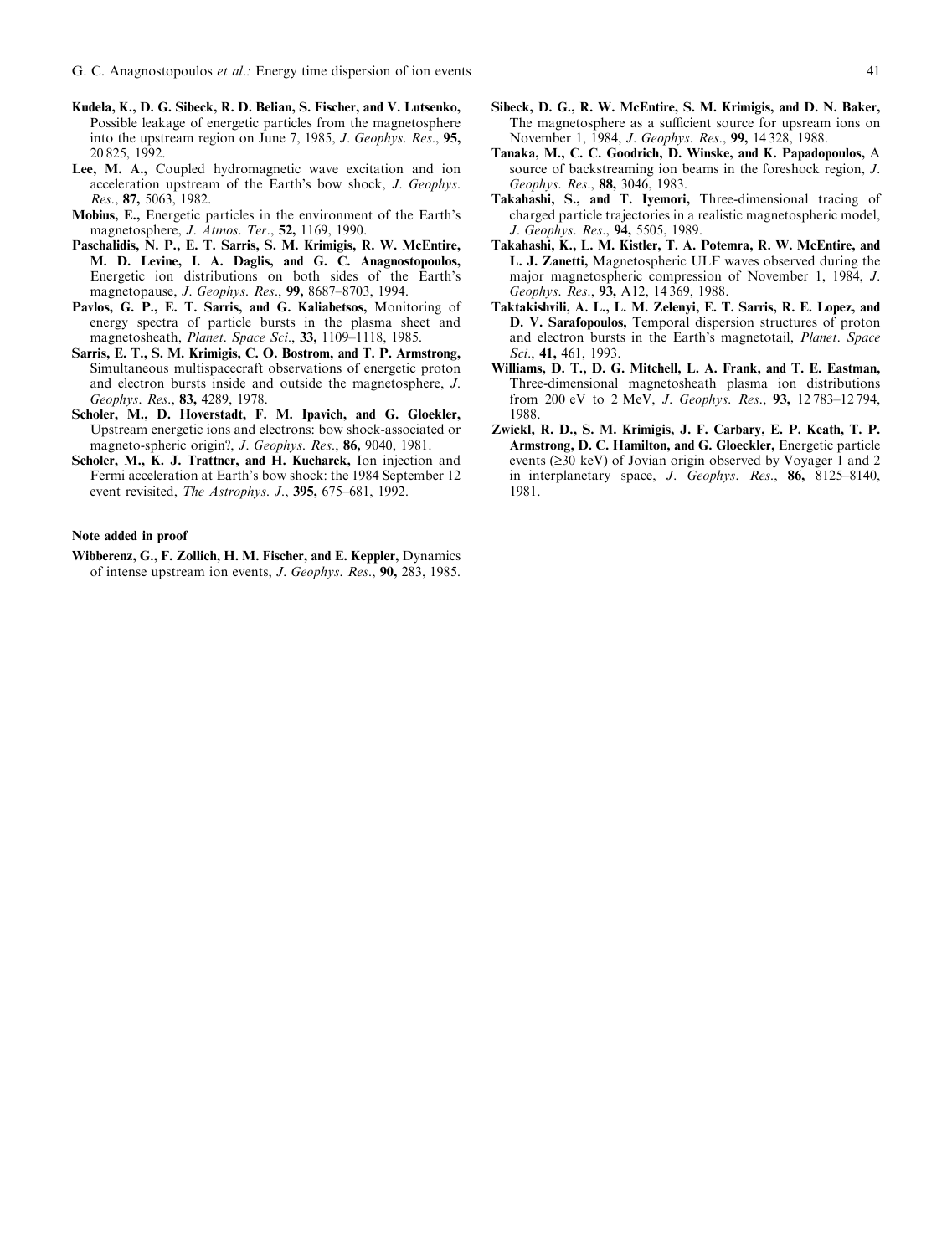**Kudela, K., D. G. Sibeck, R. D. Belian, S. Fischer, and V. Lutsenko,** Possible leakage of energetic particles from the magnetosphere into the upstream region on June 7, 1985, *J. Geophys. Res.*, **95,** 20 825, 1992.

**Lee, M. A.,** Coupled hydromagnetic wave excitation and ion acceleration upstream of the Earth's bow shock, *J. Geophys. Res.*, **87,** 5063, 1982.

**Mobius, E.,** Energetic particles in the environment of the Earth's magnetosphere, *J. Atmos. Ter.*, **52,** 1169, 1990.

**Paschalidis, N. P., E. T. Sarris, S. M. Krimigis, R. W. McEntire, M. D. Levine, I. A. Daglis, and G. C. Anagnostopoulos,** Energetic ion distributions on both sides of the Earth's magnetopause, *J. Geophys. Res.*, **99,** 8687–8703, 1994.

**Pavlos, G. P., E. T. Sarris, and G. Kaliabetsos,** Monitoring of energy spectra of particle bursts in the plasma sheet and magnetosheath, *Planet. Space Sci.*, **33,** 1109–1118, 1985.

**Sarris, E. T., S. M. Krimigis, C. O. Bostrom, and T. P. Armstrong,** Simultaneous multispacecraft observations of energetic proton and electron bursts inside and outside the magnetosphere, *J. Geophys. Res.*, **83,** 4289, 1978.

**Scholer, M., D. Hoverstadt, F. M. Ipavich, and G. Gloekler,** Upstream energetic ions and electrons: bow shock-associated or magneto-spheric origin?, *J. Geophys. Res.*, **86,** 9040, 1981.

**Scholer, M., K. J. Trattner, and H. Kucharek,** Ion injection and Fermi acceleration at Earth's bow shock: the 1984 September 12 event revisited, *The Astrophys. J.*, **395,** 675–681, 1992.

**Sibeck, D. G., R. W. McEntire, S. M. Krimigis, and D. N. Baker,** The magnetosphere as a sufficient source for upsream ions on November 1, 1984, *J. Geophys. Res.*, **99,** 14 328, 1988.

**Tanaka, M., C. C. Goodrich, D. Winske, and K. Papadopoulos,** A source of backstreaming ion beams in the foreshock region, *J. Geophys. Res.*, **88,** 3046, 1983.

**Takahashi, S., and T. Iyemori,** Three-dimensional tracing of charged particle trajectories in a realistic magnetospheric model, *J. Geophys. Res.*, **94,** 5505, 1989.

**Takahashi, K., L. M. Kistler, T. A. Potemra, R. W. McEntire, and L. J. Zanetti,** Magnetospheric ULF waves observed during the major magnetospheric compression of November 1, 1984, *J. Geophys. Res.*, **93,** A12, 14 369, 1988.

**Taktakishvili, A. L., L. M. Zelenyi, E. T. Sarris, R. E. Lopez, and D. V. Sarafopoulos,** Temporal dispersion structures of proton and electron bursts in the Earth's magnetotail, *Planet. Space Sci.*, **41,** 461, 1993.

**Williams, D. T., D. G. Mitchell, L. A. Frank, and T. E. Eastman,** Three-dimensional magnetosheath plasma ion distributions from 200 eV to 2 MeV, *J. Geophys. Res.*, **93,** 12 783–12 794, 1988.

**Zwickl, R. D., S. M. Krimigis, J. F. Carbary, E. P. Keath, T. P. Armstrong, D. C. Hamilton, and G. Gloeckler,** Energetic particle events (≥30 keV) of Jovian origin observed by Voyager 1 and 2 in interplanetary space, *J. Geophys. Res.*, **86,** 8125–8140, 1981.

### Note added in proof

**Wibberenz, G., F. Zollich, H. M. Fischer, and E. Keppler,** Dynamics of intense upstream ion events, *J. Geophys. Res.*, **90,** 283, 1985.